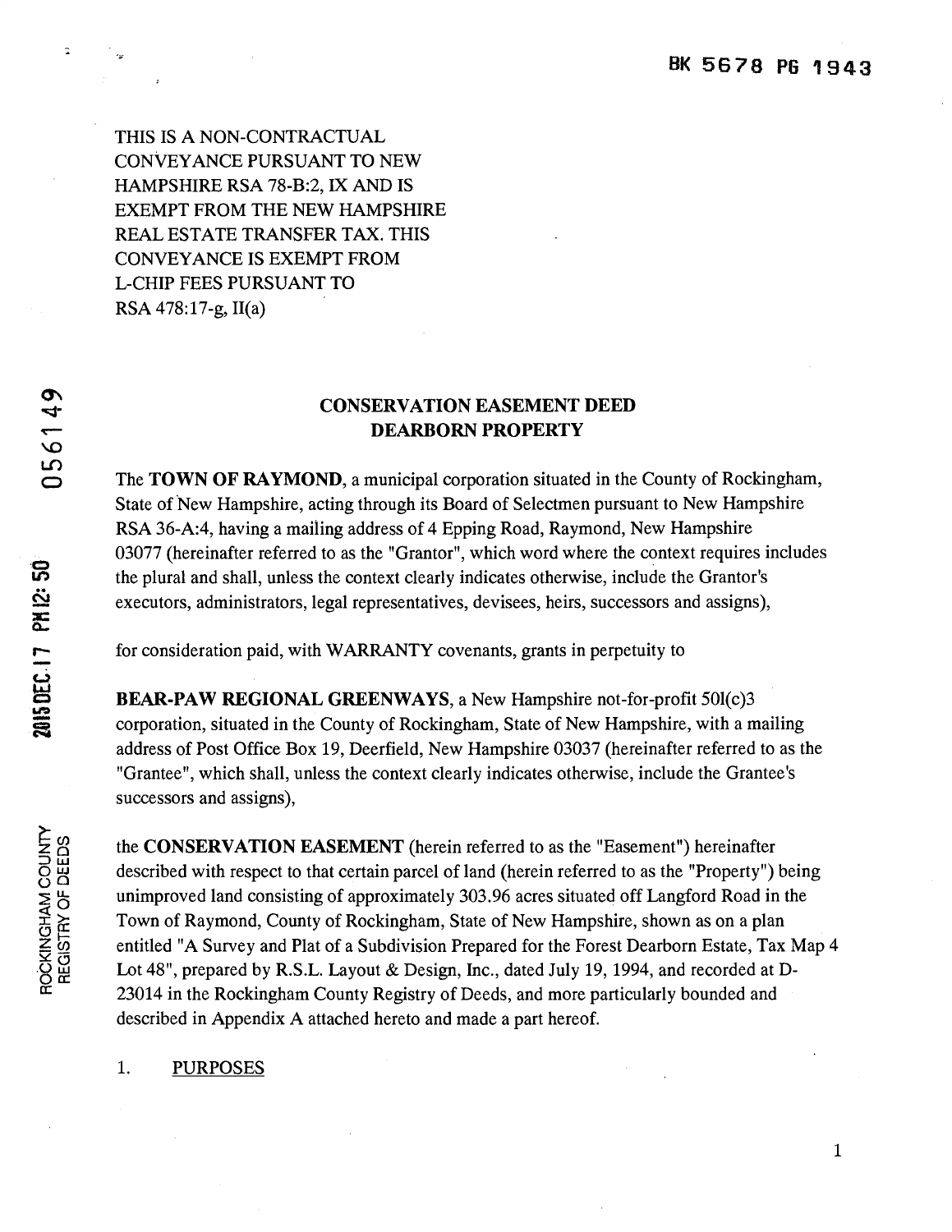THIS IS A NON-CONTRACTUAL CONVEYANCE PURSUANT TO NEW HAMPSHIRE RSA 78-B:2, IX AND IS EXEMPT FROM THE NEW HAMPSHIRE REAL ESTATE TRANSFER TAX. THIS CONVEYANCE IS EXEMPT FROM L-CHIP FEES PURSUANT TO RSA 478:17-g, II(a)

# CONSERVATION EASEMENT DEED
## DEARBORN PROPERTY

The **TOWN OF RAYMOND**, a municipal corporation situated in the County of Rockingham, State of New Hampshire, acting through its Board of Selectmen pursuant to New Hampshire RSA 36-A:4, having a mailing address of 4 Epping Road, Raymond, New Hampshire 03077 (hereinafter referred to as the "Grantor", which word where the context requires includes the plural and shall, unless the context clearly indicates otherwise, include the Grantor's executors, administrators, legal representatives, devisees, heirs, successors and assigns),

for consideration paid, with WARRANTY covenants, grants in perpetuity to

**BEAR-PAW REGIONAL GREENWAYS**, a New Hampshire not-for-profit 501(c)3 corporation, situated in the County of Rockingham, State of New Hampshire, with a mailing address of Post Office Box 19, Deerfield, New Hampshire 03037 (hereinafter referred to as the "Grantee", which shall, unless the context clearly indicates otherwise, include the Grantee's successors and assigns),

the **CONSERVATION EASEMENT** (herein referred to as the "Easement") hereinafter described with respect to that certain parcel of land (herein referred to as the "Property") being unimproved land consisting of approximately 303.96 acres situated off Langford Road in the Town of Raymond, County of Rockingham, State of New Hampshire, shown as on a plan entitled "A Survey and Plat of a Subdivision Prepared for the Forest Dearborn Estate, Tax Map 4 Lot 48", prepared by R.S.L. Layout & Design, Inc., dated July 19, 1994, and recorded at D-23014 in the Rockingham County Registry of Deeds, and more particularly bounded and described in Appendix A attached hereto and made a part hereof.

1. PURPOSES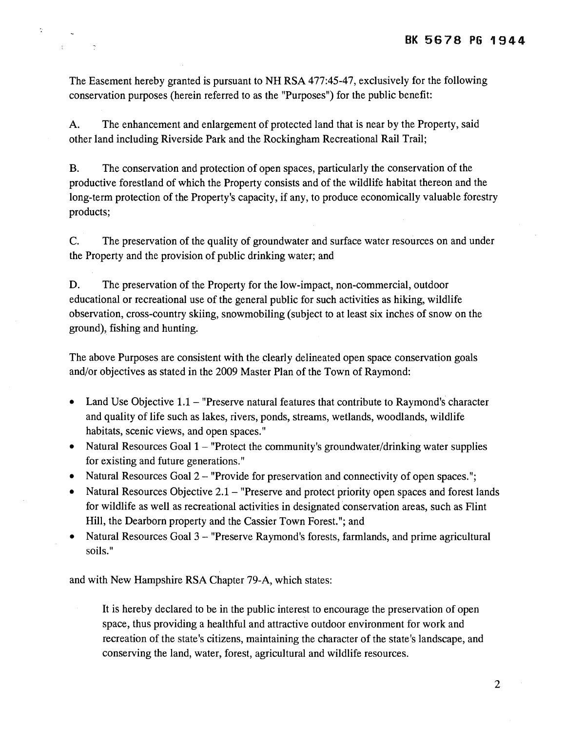The Easement hereby granted is pursuant to NH RSA 477:45-47, exclusively for the following conservation purposes (herein referred to as the "Purposes") for the public benefit:

A. The enhancement and enlargement of protected land that is near by the Property, said other land including Riverside Park and the Rockingham Recreational Rail Trail;

B. The conservation and protection of open spaces, particularly the conservation of the productive forestland of which the Property consists and of the wildlife habitat thereon and the long-term protection of the Property's capacity, if any, to produce economically valuable forestry products;

C. The preservation of the quality of groundwater and surface water resources on and under the Property and the provision of public drinking water; and

D. The preservation of the Property for the low-impact, non-commercial, outdoor educational or recreational use of the general public for such activities as hiking, wildlife observation, cross-country skiing, snowmobiling (subject to at least six inches of snow on the ground), fishing and hunting.

The above Purposes are consistent with the clearly delineated open space conservation goals and/or objectives as stated in the 2009 Master Plan of the Town of Raymond:

- Land Use Objective 1.1 – "Preserve natural features that contribute to Raymond's character and quality of life such as lakes, rivers, ponds, streams, wetlands, woodlands, wildlife habitats, scenic views, and open spaces."
- Natural Resources Goal 1 – "Protect the community's groundwater/drinking water supplies for existing and future generations."
- Natural Resources Goal 2 – "Provide for preservation and connectivity of open spaces.";
- Natural Resources Objective 2.1 – "Preserve and protect priority open spaces and forest lands for wildlife as well as recreational activities in designated conservation areas, such as Flint Hill, the Dearborn property and the Cassier Town Forest."; and
- Natural Resources Goal 3 – "Preserve Raymond's forests, farmlands, and prime agricultural soils."

and with New Hampshire RSA Chapter 79-A, which states:

> It is hereby declared to be in the public interest to encourage the preservation of open space, thus providing a healthful and attractive outdoor environment for work and recreation of the state's citizens, maintaining the character of the state's landscape, and conserving the land, water, forest, agricultural and wildlife resources.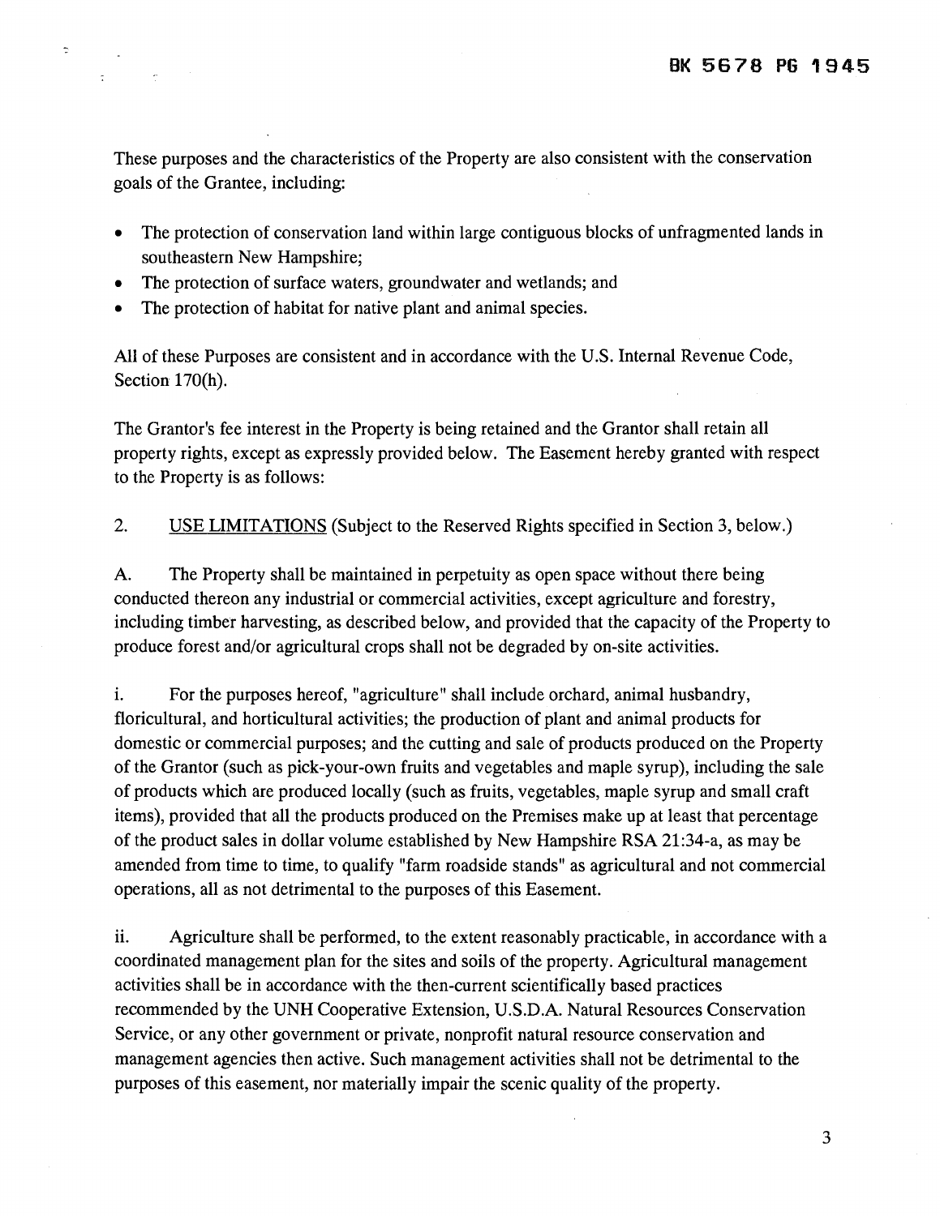These purposes and the characteristics of the Property are also consistent with the conservation goals of the Grantee, including:

- The protection of conservation land within large contiguous blocks of unfragmented lands in southeastern New Hampshire;
- The protection of surface waters, groundwater and wetlands; and
- The protection of habitat for native plant and animal species.

All of these Purposes are consistent and in accordance with the U.S. Internal Revenue Code, Section 170(h).

The Grantor's fee interest in the Property is being retained and the Grantor shall retain all property rights, except as expressly provided below. The Easement hereby granted with respect to the Property is as follows:

2. <u>USE LIMITATIONS</u> (Subject to the Reserved Rights specified in Section 3, below.)

A. The Property shall be maintained in perpetuity as open space without there being conducted thereon any industrial or commercial activities, except agriculture and forestry, including timber harvesting, as described below, and provided that the capacity of the Property to produce forest and/or agricultural crops shall not be degraded by on-site activities.

i. For the purposes hereof, "agriculture" shall include orchard, animal husbandry, floricultural, and horticultural activities; the production of plant and animal products for domestic or commercial purposes; and the cutting and sale of products produced on the Property of the Grantor (such as pick-your-own fruits and vegetables and maple syrup), including the sale of products which are produced locally (such as fruits, vegetables, maple syrup and small craft items), provided that all the products produced on the Premises make up at least that percentage of the product sales in dollar volume established by New Hampshire RSA 21:34-a, as may be amended from time to time, to qualify "farm roadside stands" as agricultural and not commercial operations, all as not detrimental to the purposes of this Easement.

ii. Agriculture shall be performed, to the extent reasonably practicable, in accordance with a coordinated management plan for the sites and soils of the property. Agricultural management activities shall be in accordance with the then-current scientifically based practices recommended by the UNH Cooperative Extension, U.S.D.A. Natural Resources Conservation Service, or any other government or private, nonprofit natural resource conservation and management agencies then active. Such management activities shall not be detrimental to the purposes of this easement, nor materially impair the scenic quality of the property.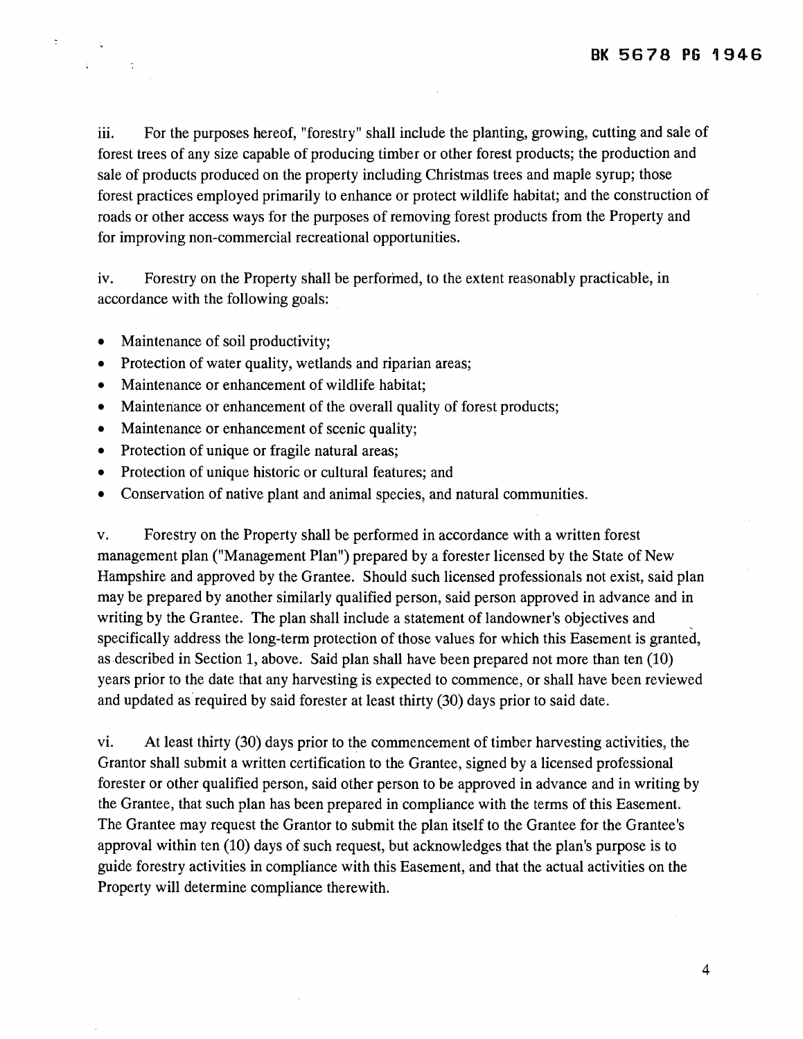iii. For the purposes hereof, "forestry" shall include the planting, growing, cutting and sale of forest trees of any size capable of producing timber or other forest products; the production and sale of products produced on the property including Christmas trees and maple syrup; those forest practices employed primarily to enhance or protect wildlife habitat; and the construction of roads or other access ways for the purposes of removing forest products from the Property and for improving non-commercial recreational opportunities.

iv. Forestry on the Property shall be performed, to the extent reasonably practicable, in accordance with the following goals:

- Maintenance of soil productivity;
- Protection of water quality, wetlands and riparian areas;
- Maintenance or enhancement of wildlife habitat;
- Maintenance or enhancement of the overall quality of forest products;
- Maintenance or enhancement of scenic quality;
- Protection of unique or fragile natural areas;
- Protection of unique historic or cultural features; and
- Conservation of native plant and animal species, and natural communities.

v. Forestry on the Property shall be performed in accordance with a written forest management plan ("Management Plan") prepared by a forester licensed by the State of New Hampshire and approved by the Grantee. Should such licensed professionals not exist, said plan may be prepared by another similarly qualified person, said person approved in advance and in writing by the Grantee. The plan shall include a statement of landowner's objectives and specifically address the long-term protection of those values for which this Easement is granted, as described in Section 1, above. Said plan shall have been prepared not more than ten (10) years prior to the date that any harvesting is expected to commence, or shall have been reviewed and updated as required by said forester at least thirty (30) days prior to said date.

vi. At least thirty (30) days prior to the commencement of timber harvesting activities, the Grantor shall submit a written certification to the Grantee, signed by a licensed professional forester or other qualified person, said other person to be approved in advance and in writing by the Grantee, that such plan has been prepared in compliance with the terms of this Easement. The Grantee may request the Grantor to submit the plan itself to the Grantee for the Grantee's approval within ten (10) days of such request, but acknowledges that the plan's purpose is to guide forestry activities in compliance with this Easement, and that the actual activities on the Property will determine compliance therewith.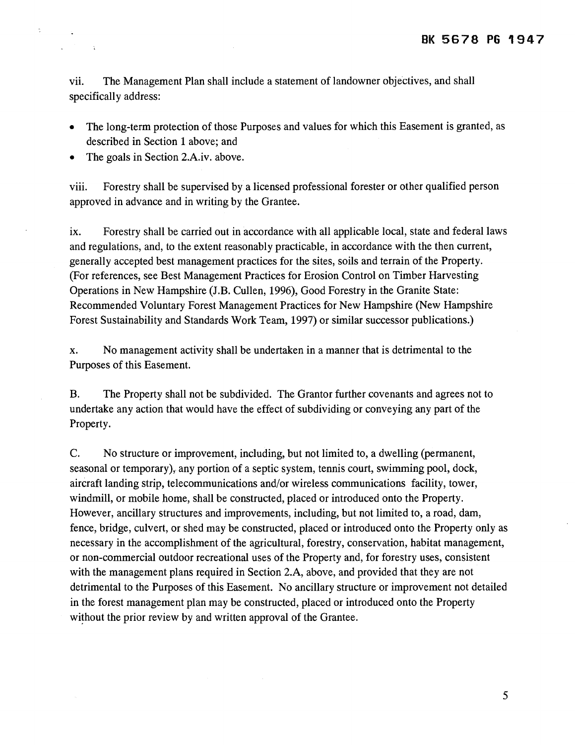vii. The Management Plan shall include a statement of landowner objectives, and shall specifically address:

- The long-term protection of those Purposes and values for which this Easement is granted, as described in Section 1 above; and
- The goals in Section 2.A.iv. above.

viii. Forestry shall be supervised by a licensed professional forester or other qualified person approved in advance and in writing by the Grantee.

ix. Forestry shall be carried out in accordance with all applicable local, state and federal laws and regulations, and, to the extent reasonably practicable, in accordance with the then current, generally accepted best management practices for the sites, soils and terrain of the Property. (For references, see Best Management Practices for Erosion Control on Timber Harvesting Operations in New Hampshire (J.B. Cullen, 1996), Good Forestry in the Granite State: Recommended Voluntary Forest Management Practices for New Hampshire (New Hampshire Forest Sustainability and Standards Work Team, 1997) or similar successor publications.)

x. No management activity shall be undertaken in a manner that is detrimental to the Purposes of this Easement.

B. The Property shall not be subdivided. The Grantor further covenants and agrees not to undertake any action that would have the effect of subdividing or conveying any part of the Property.

C. No structure or improvement, including, but not limited to, a dwelling (permanent, seasonal or temporary), any portion of a septic system, tennis court, swimming pool, dock, aircraft landing strip, telecommunications and/or wireless communications facility, tower, windmill, or mobile home, shall be constructed, placed or introduced onto the Property. However, ancillary structures and improvements, including, but not limited to, a road, dam, fence, bridge, culvert, or shed may be constructed, placed or introduced onto the Property only as necessary in the accomplishment of the agricultural, forestry, conservation, habitat management, or non-commercial outdoor recreational uses of the Property and, for forestry uses, consistent with the management plans required in Section 2.A, above, and provided that they are not detrimental to the Purposes of this Easement. No ancillary structure or improvement not detailed in the forest management plan may be constructed, placed or introduced onto the Property without the prior review by and written approval of the Grantee.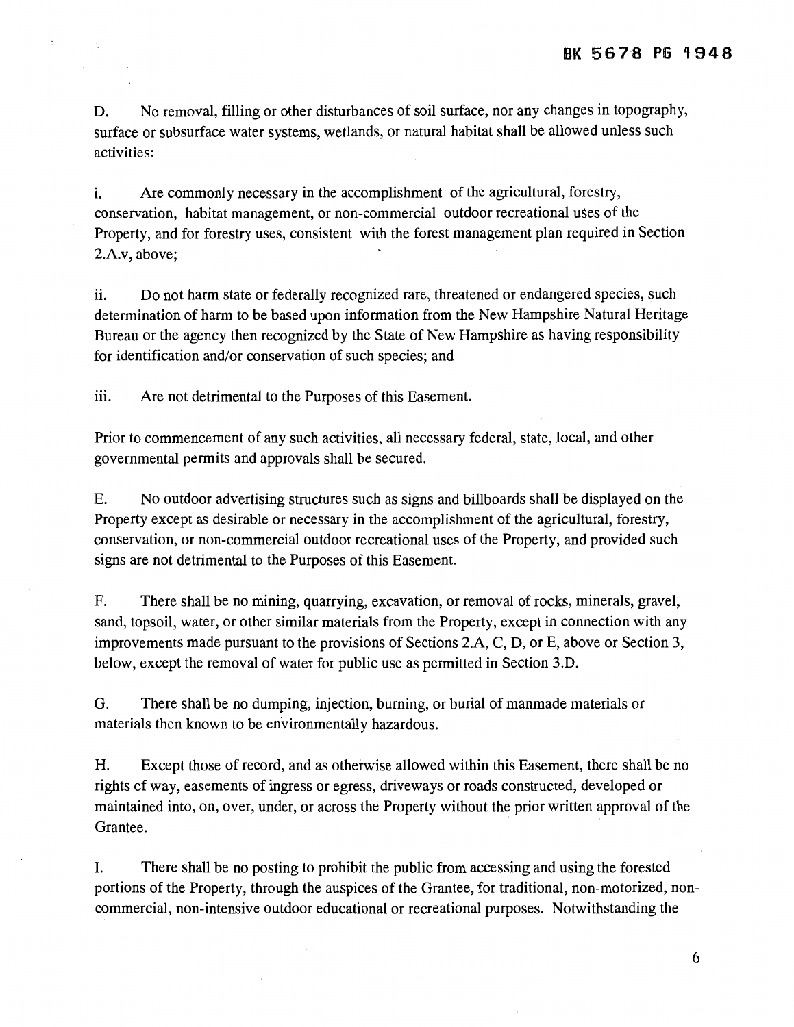D. No removal, filling or other disturbances of soil surface, nor any changes in topography, surface or subsurface water systems, wetlands, or natural habitat shall be allowed unless such activities:

i. Are commonly necessary in the accomplishment of the agricultural, forestry, conservation, habitat management, or non-commercial outdoor recreational uses of the Property, and for forestry uses, consistent with the forest management plan required in Section 2.A.v, above;

ii. Do not harm state or federally recognized rare, threatened or endangered species, such determination of harm to be based upon information from the New Hampshire Natural Heritage Bureau or the agency then recognized by the State of New Hampshire as having responsibility for identification and/or conservation of such species; and

iii. Are not detrimental to the Purposes of this Easement.

Prior to commencement of any such activities, all necessary federal, state, local, and other governmental permits and approvals shall be secured.

E. No outdoor advertising structures such as signs and billboards shall be displayed on the Property except as desirable or necessary in the accomplishment of the agricultural, forestry, conservation, or non-commercial outdoor recreational uses of the Property, and provided such signs are not detrimental to the Purposes of this Easement.

F. There shall be no mining, quarrying, excavation, or removal of rocks, minerals, gravel, sand, topsoil, water, or other similar materials from the Property, except in connection with any improvements made pursuant to the provisions of Sections 2.A, C, D, or E, above or Section 3, below, except the removal of water for public use as permitted in Section 3.D.

G. There shall be no dumping, injection, burning, or burial of manmade materials or materials then known to be environmentally hazardous.

H. Except those of record, and as otherwise allowed within this Easement, there shall be no rights of way, easements of ingress or egress, driveways or roads constructed, developed or maintained into, on, over, under, or across the Property without the prior written approval of the Grantee.

I. There shall be no posting to prohibit the public from accessing and using the forested portions of the Property, through the auspices of the Grantee, for traditional, non-motorized, non-commercial, non-intensive outdoor educational or recreational purposes. Notwithstanding the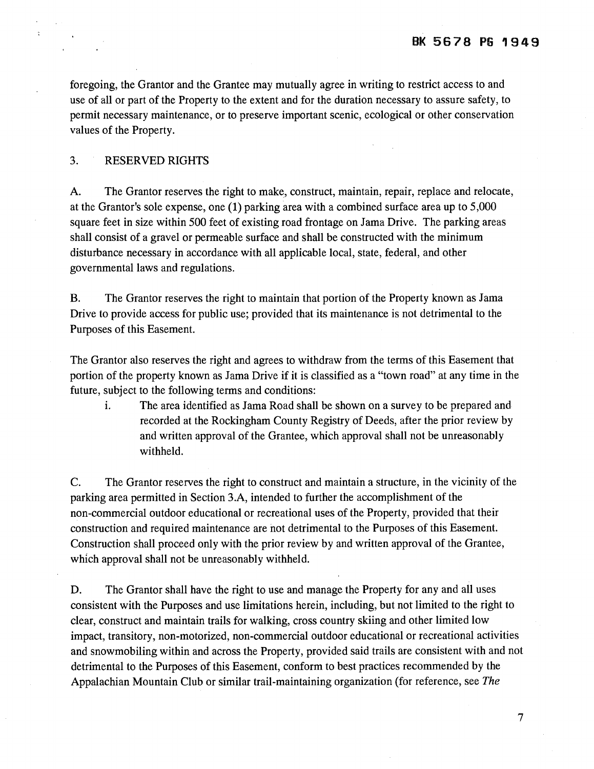foregoing, the Grantor and the Grantee may mutually agree in writing to restrict access to and use of all or part of the Property to the extent and for the duration necessary to assure safety, to permit necessary maintenance, or to preserve important scenic, ecological or other conservation values of the Property.

3. RESERVED RIGHTS

A. The Grantor reserves the right to make, construct, maintain, repair, replace and relocate, at the Grantor's sole expense, one (1) parking area with a combined surface area up to 5,000 square feet in size within 500 feet of existing road frontage on Jama Drive. The parking areas shall consist of a gravel or permeable surface and shall be constructed with the minimum disturbance necessary in accordance with all applicable local, state, federal, and other governmental laws and regulations.

B. The Grantor reserves the right to maintain that portion of the Property known as Jama Drive to provide access for public use; provided that its maintenance is not detrimental to the Purposes of this Easement.

The Grantor also reserves the right and agrees to withdraw from the terms of this Easement that portion of the property known as Jama Drive if it is classified as a "town road" at any time in the future, subject to the following terms and conditions:

i. The area identified as Jama Road shall be shown on a survey to be prepared and recorded at the Rockingham County Registry of Deeds, after the prior review by and written approval of the Grantee, which approval shall not be unreasonably withheld.

C. The Grantor reserves the right to construct and maintain a structure, in the vicinity of the parking area permitted in Section 3.A, intended to further the accomplishment of the non-commercial outdoor educational or recreational uses of the Property, provided that their construction and required maintenance are not detrimental to the Purposes of this Easement. Construction shall proceed only with the prior review by and written approval of the Grantee, which approval shall not be unreasonably withheld.

D. The Grantor shall have the right to use and manage the Property for any and all uses consistent with the Purposes and use limitations herein, including, but not limited to the right to clear, construct and maintain trails for walking, cross country skiing and other limited low impact, transitory, non-motorized, non-commercial outdoor educational or recreational activities and snowmobiling within and across the Property, provided said trails are consistent with and not detrimental to the Purposes of this Easement, conform to best practices recommended by the Appalachian Mountain Club or similar trail-maintaining organization (for reference, see *The*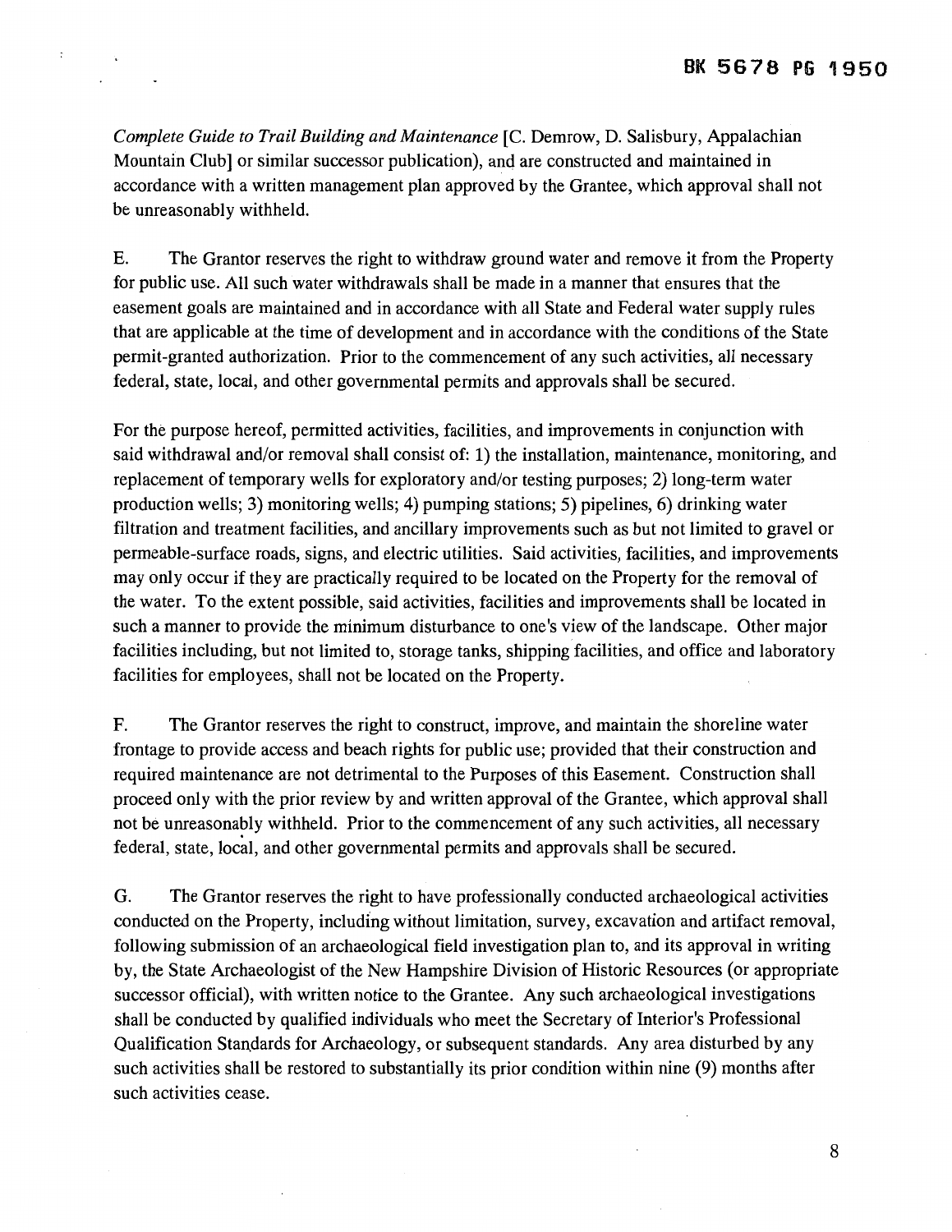*Complete Guide to Trail Building and Maintenance* [C. Demrow, D. Salisbury, Appalachian Mountain Club] or similar successor publication), and are constructed and maintained in accordance with a written management plan approved by the Grantee, which approval shall not be unreasonably withheld.

E. The Grantor reserves the right to withdraw ground water and remove it from the Property for public use. All such water withdrawals shall be made in a manner that ensures that the easement goals are maintained and in accordance with all State and Federal water supply rules that are applicable at the time of development and in accordance with the conditions of the State permit-granted authorization. Prior to the commencement of any such activities, all necessary federal, state, local, and other governmental permits and approvals shall be secured.

For the purpose hereof, permitted activities, facilities, and improvements in conjunction with said withdrawal and/or removal shall consist of: 1) the installation, maintenance, monitoring, and replacement of temporary wells for exploratory and/or testing purposes; 2) long-term water production wells; 3) monitoring wells; 4) pumping stations; 5) pipelines, 6) drinking water filtration and treatment facilities, and ancillary improvements such as but not limited to gravel or permeable-surface roads, signs, and electric utilities. Said activities, facilities, and improvements may only occur if they are practically required to be located on the Property for the removal of the water. To the extent possible, said activities, facilities and improvements shall be located in such a manner to provide the minimum disturbance to one's view of the landscape. Other major facilities including, but not limited to, storage tanks, shipping facilities, and office and laboratory facilities for employees, shall not be located on the Property.

F. The Grantor reserves the right to construct, improve, and maintain the shoreline water frontage to provide access and beach rights for public use; provided that their construction and required maintenance are not detrimental to the Purposes of this Easement. Construction shall proceed only with the prior review by and written approval of the Grantee, which approval shall not be unreasonably withheld. Prior to the commencement of any such activities, all necessary federal, state, local, and other governmental permits and approvals shall be secured.

G. The Grantor reserves the right to have professionally conducted archaeological activities conducted on the Property, including without limitation, survey, excavation and artifact removal, following submission of an archaeological field investigation plan to, and its approval in writing by, the State Archaeologist of the New Hampshire Division of Historic Resources (or appropriate successor official), with written notice to the Grantee. Any such archaeological investigations shall be conducted by qualified individuals who meet the Secretary of Interior's Professional Qualification Standards for Archaeology, or subsequent standards. Any area disturbed by any such activities shall be restored to substantially its prior condition within nine (9) months after such activities cease.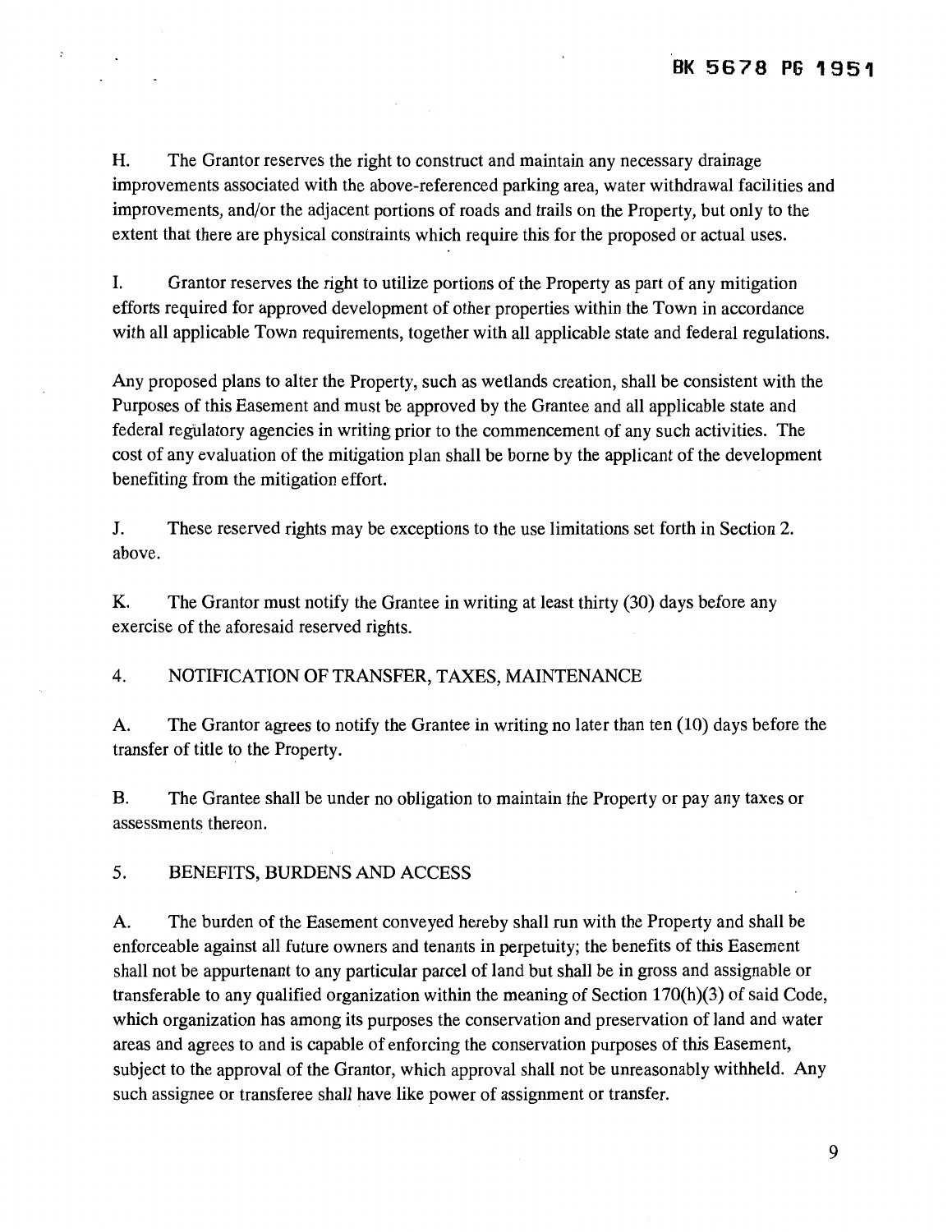H. The Grantor reserves the right to construct and maintain any necessary drainage improvements associated with the above-referenced parking area, water withdrawal facilities and improvements, and/or the adjacent portions of roads and trails on the Property, but only to the extent that there are physical constraints which require this for the proposed or actual uses.

I. Grantor reserves the right to utilize portions of the Property as part of any mitigation efforts required for approved development of other properties within the Town in accordance with all applicable Town requirements, together with all applicable state and federal regulations.

Any proposed plans to alter the Property, such as wetlands creation, shall be consistent with the Purposes of this Easement and must be approved by the Grantee and all applicable state and federal regulatory agencies in writing prior to the commencement of any such activities. The cost of any evaluation of the mitigation plan shall be borne by the applicant of the development benefiting from the mitigation effort.

J. These reserved rights may be exceptions to the use limitations set forth in Section 2. above.

K. The Grantor must notify the Grantee in writing at least thirty (30) days before any exercise of the aforesaid reserved rights.

4. NOTIFICATION OF TRANSFER, TAXES, MAINTENANCE

A. The Grantor agrees to notify the Grantee in writing no later than ten (10) days before the transfer of title to the Property.

B. The Grantee shall be under no obligation to maintain the Property or pay any taxes or assessments thereon.

5. BENEFITS, BURDENS AND ACCESS

A. The burden of the Easement conveyed hereby shall run with the Property and shall be enforceable against all future owners and tenants in perpetuity; the benefits of this Easement shall not be appurtenant to any particular parcel of land but shall be in gross and assignable or transferable to any qualified organization within the meaning of Section 170(h)(3) of said Code, which organization has among its purposes the conservation and preservation of land and water areas and agrees to and is capable of enforcing the conservation purposes of this Easement, subject to the approval of the Grantor, which approval shall not be unreasonably withheld. Any such assignee or transferee shall have like power of assignment or transfer.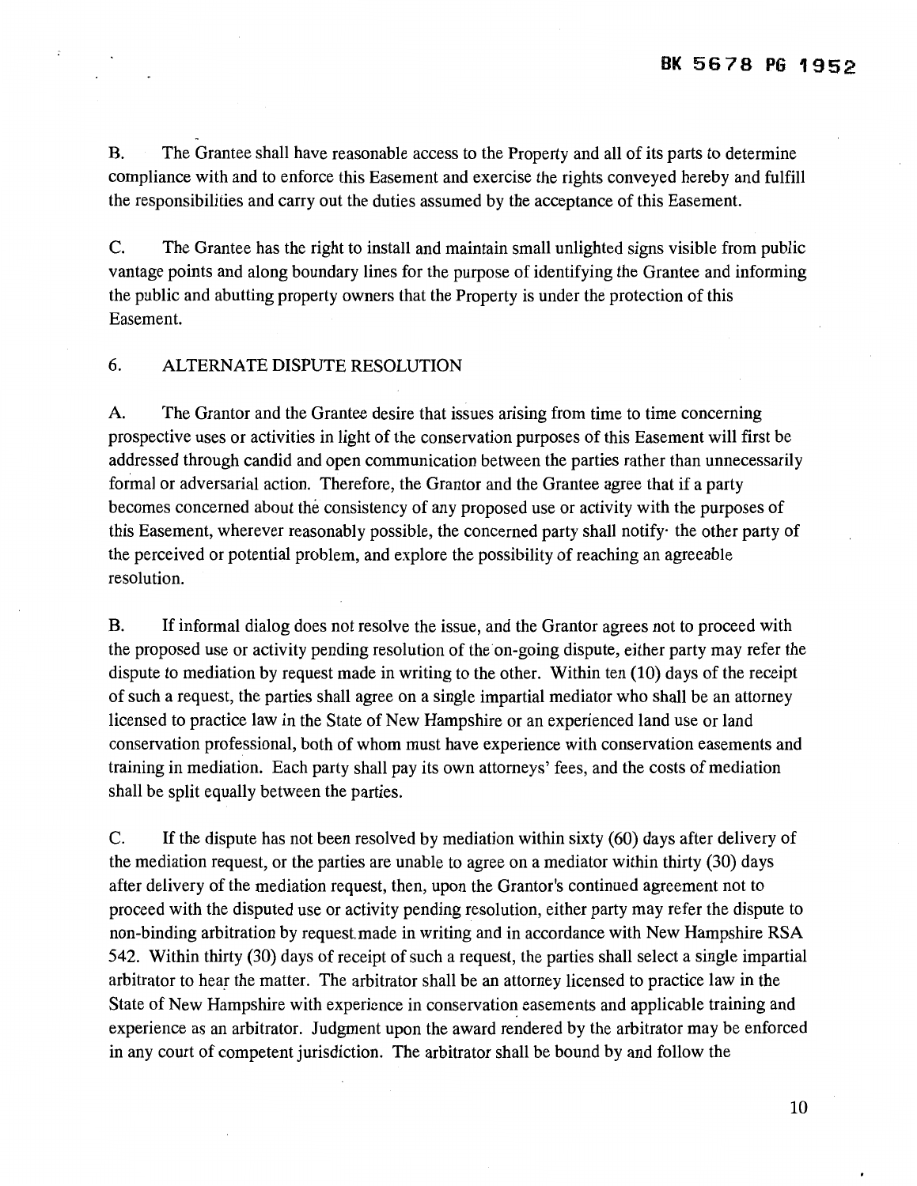B. The Grantee shall have reasonable access to the Property and all of its parts to determine compliance with and to enforce this Easement and exercise the rights conveyed hereby and fulfill the responsibilities and carry out the duties assumed by the acceptance of this Easement.

C. The Grantee has the right to install and maintain small unlighted signs visible from public vantage points and along boundary lines for the purpose of identifying the Grantee and informing the public and abutting property owners that the Property is under the protection of this Easement.

## 6. ALTERNATE DISPUTE RESOLUTION

A. The Grantor and the Grantee desire that issues arising from time to time concerning prospective uses or activities in light of the conservation purposes of this Easement will first be addressed through candid and open communication between the parties rather than unnecessarily formal or adversarial action. Therefore, the Grantor and the Grantee agree that if a party becomes concerned about the consistency of any proposed use or activity with the purposes of this Easement, wherever reasonably possible, the concerned party shall notify the other party of the perceived or potential problem, and explore the possibility of reaching an agreeable resolution.

B. If informal dialog does not resolve the issue, and the Grantor agrees not to proceed with the proposed use or activity pending resolution of the on-going dispute, either party may refer the dispute to mediation by request made in writing to the other. Within ten (10) days of the receipt of such a request, the parties shall agree on a single impartial mediator who shall be an attorney licensed to practice law in the State of New Hampshire or an experienced land use or land conservation professional, both of whom must have experience with conservation easements and training in mediation. Each party shall pay its own attorneys' fees, and the costs of mediation shall be split equally between the parties.

C. If the dispute has not been resolved by mediation within sixty (60) days after delivery of the mediation request, or the parties are unable to agree on a mediator within thirty (30) days after delivery of the mediation request, then, upon the Grantor's continued agreement not to proceed with the disputed use or activity pending resolution, either party may refer the dispute to non-binding arbitration by request made in writing and in accordance with New Hampshire RSA 542. Within thirty (30) days of receipt of such a request, the parties shall select a single impartial arbitrator to hear the matter. The arbitrator shall be an attorney licensed to practice law in the State of New Hampshire with experience in conservation easements and applicable training and experience as an arbitrator. Judgment upon the award rendered by the arbitrator may be enforced in any court of competent jurisdiction. The arbitrator shall be bound by and follow the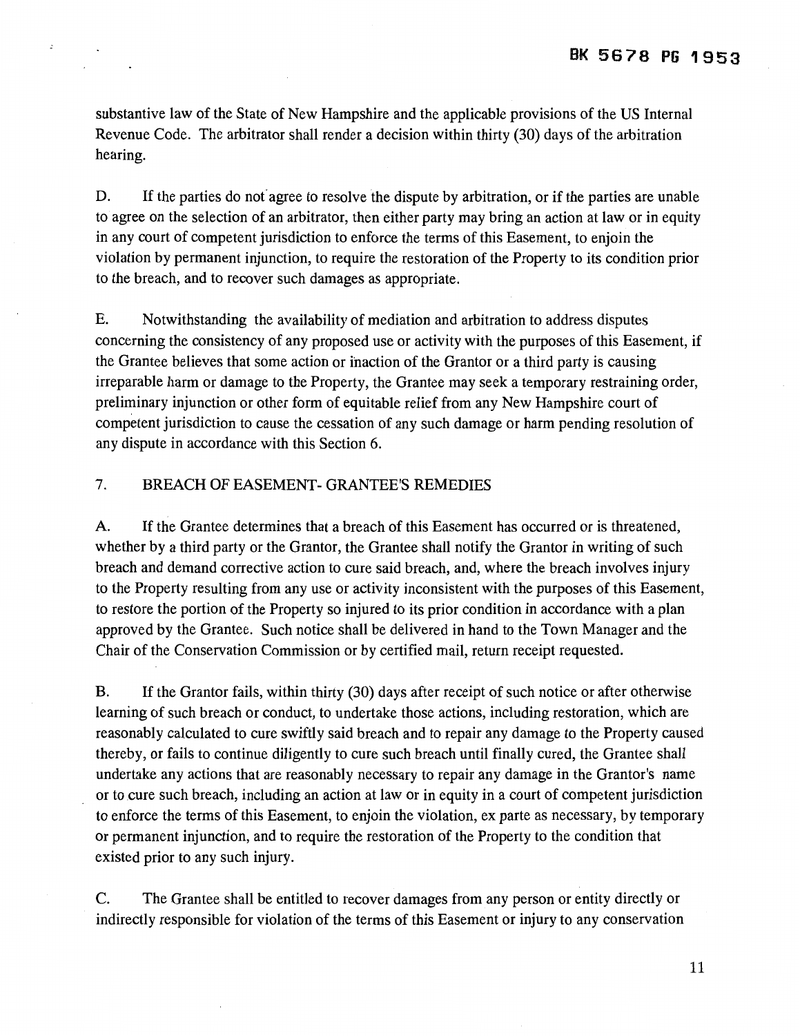substantive law of the State of New Hampshire and the applicable provisions of the US Internal Revenue Code. The arbitrator shall render a decision within thirty (30) days of the arbitration hearing.

D. If the parties do not agree to resolve the dispute by arbitration, or if the parties are unable to agree on the selection of an arbitrator, then either party may bring an action at law or in equity in any court of competent jurisdiction to enforce the terms of this Easement, to enjoin the violation by permanent injunction, to require the restoration of the Property to its condition prior to the breach, and to recover such damages as appropriate.

E. Notwithstanding the availability of mediation and arbitration to address disputes concerning the consistency of any proposed use or activity with the purposes of this Easement, if the Grantee believes that some action or inaction of the Grantor or a third party is causing irreparable harm or damage to the Property, the Grantee may seek a temporary restraining order, preliminary injunction or other form of equitable relief from any New Hampshire court of competent jurisdiction to cause the cessation of any such damage or harm pending resolution of any dispute in accordance with this Section 6.

## 7. BREACH OF EASEMENT- GRANTEE'S REMEDIES

A. If the Grantee determines that a breach of this Easement has occurred or is threatened, whether by a third party or the Grantor, the Grantee shall notify the Grantor in writing of such breach and demand corrective action to cure said breach, and, where the breach involves injury to the Property resulting from any use or activity inconsistent with the purposes of this Easement, to restore the portion of the Property so injured to its prior condition in accordance with a plan approved by the Grantee. Such notice shall be delivered in hand to the Town Manager and the Chair of the Conservation Commission or by certified mail, return receipt requested.

B. If the Grantor fails, within thirty (30) days after receipt of such notice or after otherwise learning of such breach or conduct, to undertake those actions, including restoration, which are reasonably calculated to cure swiftly said breach and to repair any damage to the Property caused thereby, or fails to continue diligently to cure such breach until finally cured, the Grantee shall undertake any actions that are reasonably necessary to repair any damage in the Grantor's name or to cure such breach, including an action at law or in equity in a court of competent jurisdiction to enforce the terms of this Easement, to enjoin the violation, ex parte as necessary, by temporary or permanent injunction, and to require the restoration of the Property to the condition that existed prior to any such injury.

C. The Grantee shall be entitled to recover damages from any person or entity directly or indirectly responsible for violation of the terms of this Easement or injury to any conservation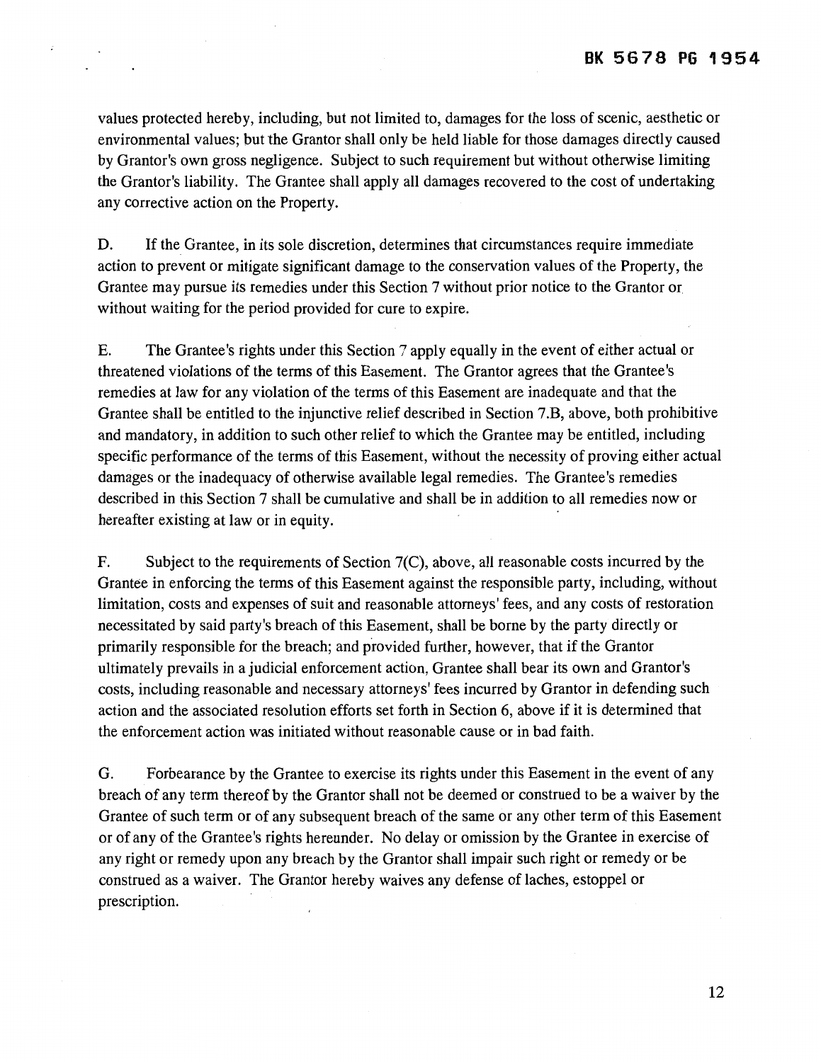values protected hereby, including, but not limited to, damages for the loss of scenic, aesthetic or environmental values; but the Grantor shall only be held liable for those damages directly caused by Grantor's own gross negligence. Subject to such requirement but without otherwise limiting the Grantor's liability. The Grantee shall apply all damages recovered to the cost of undertaking any corrective action on the Property.

D. If the Grantee, in its sole discretion, determines that circumstances require immediate action to prevent or mitigate significant damage to the conservation values of the Property, the Grantee may pursue its remedies under this Section 7 without prior notice to the Grantor or without waiting for the period provided for cure to expire.

E. The Grantee's rights under this Section 7 apply equally in the event of either actual or threatened violations of the terms of this Easement. The Grantor agrees that the Grantee's remedies at law for any violation of the terms of this Easement are inadequate and that the Grantee shall be entitled to the injunctive relief described in Section 7.B, above, both prohibitive and mandatory, in addition to such other relief to which the Grantee may be entitled, including specific performance of the terms of this Easement, without the necessity of proving either actual damages or the inadequacy of otherwise available legal remedies. The Grantee's remedies described in this Section 7 shall be cumulative and shall be in addition to all remedies now or hereafter existing at law or in equity.

F. Subject to the requirements of Section 7(C), above, all reasonable costs incurred by the Grantee in enforcing the terms of this Easement against the responsible party, including, without limitation, costs and expenses of suit and reasonable attorneys' fees, and any costs of restoration necessitated by said party's breach of this Easement, shall be borne by the party directly or primarily responsible for the breach; and provided further, however, that if the Grantor ultimately prevails in a judicial enforcement action, Grantee shall bear its own and Grantor's costs, including reasonable and necessary attorneys' fees incurred by Grantor in defending such action and the associated resolution efforts set forth in Section 6, above if it is determined that the enforcement action was initiated without reasonable cause or in bad faith.

G. Forbearance by the Grantee to exercise its rights under this Easement in the event of any breach of any term thereof by the Grantor shall not be deemed or construed to be a waiver by the Grantee of such term or of any subsequent breach of the same or any other term of this Easement or of any of the Grantee's rights hereunder. No delay or omission by the Grantee in exercise of any right or remedy upon any breach by the Grantor shall impair such right or remedy or be construed as a waiver. The Grantor hereby waives any defense of laches, estoppel or prescription.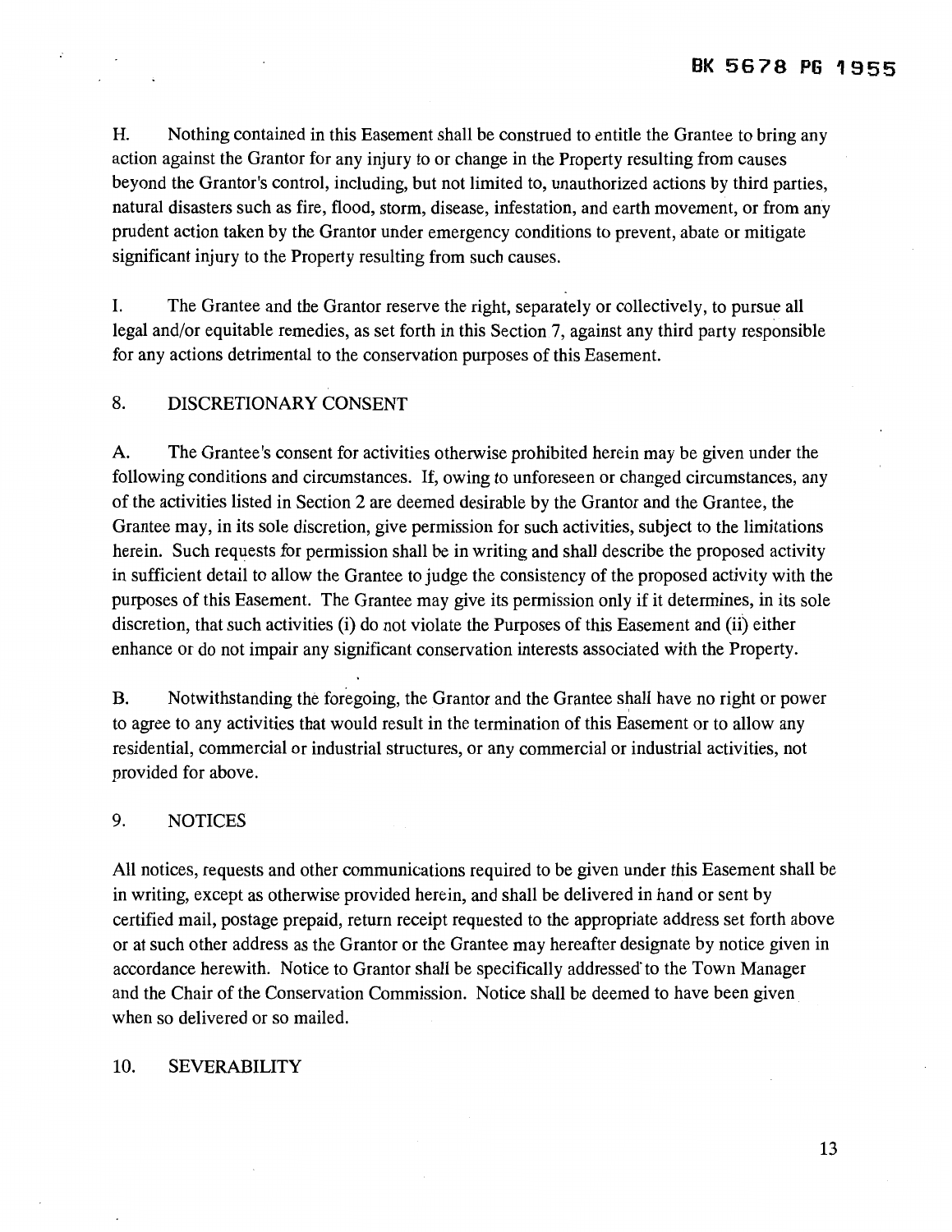H. Nothing contained in this Easement shall be construed to entitle the Grantee to bring any action against the Grantor for any injury to or change in the Property resulting from causes beyond the Grantor's control, including, but not limited to, unauthorized actions by third parties, natural disasters such as fire, flood, storm, disease, infestation, and earth movement, or from any prudent action taken by the Grantor under emergency conditions to prevent, abate or mitigate significant injury to the Property resulting from such causes.

I. The Grantee and the Grantor reserve the right, separately or collectively, to pursue all legal and/or equitable remedies, as set forth in this Section 7, against any third party responsible for any actions detrimental to the conservation purposes of this Easement.

## 8. DISCRETIONARY CONSENT

A. The Grantee's consent for activities otherwise prohibited herein may be given under the following conditions and circumstances. If, owing to unforeseen or changed circumstances, any of the activities listed in Section 2 are deemed desirable by the Grantor and the Grantee, the Grantee may, in its sole discretion, give permission for such activities, subject to the limitations herein. Such requests for permission shall be in writing and shall describe the proposed activity in sufficient detail to allow the Grantee to judge the consistency of the proposed activity with the purposes of this Easement. The Grantee may give its permission only if it determines, in its sole discretion, that such activities (i) do not violate the Purposes of this Easement and (ii) either enhance or do not impair any significant conservation interests associated with the Property.

B. Notwithstanding the foregoing, the Grantor and the Grantee shall have no right or power to agree to any activities that would result in the termination of this Easement or to allow any residential, commercial or industrial structures, or any commercial or industrial activities, not provided for above.

## 9. NOTICES

All notices, requests and other communications required to be given under this Easement shall be in writing, except as otherwise provided herein, and shall be delivered in hand or sent by certified mail, postage prepaid, return receipt requested to the appropriate address set forth above or at such other address as the Grantor or the Grantee may hereafter designate by notice given in accordance herewith. Notice to Grantor shall be specifically addressed to the Town Manager and the Chair of the Conservation Commission. Notice shall be deemed to have been given when so delivered or so mailed.

## 10. SEVERABILITY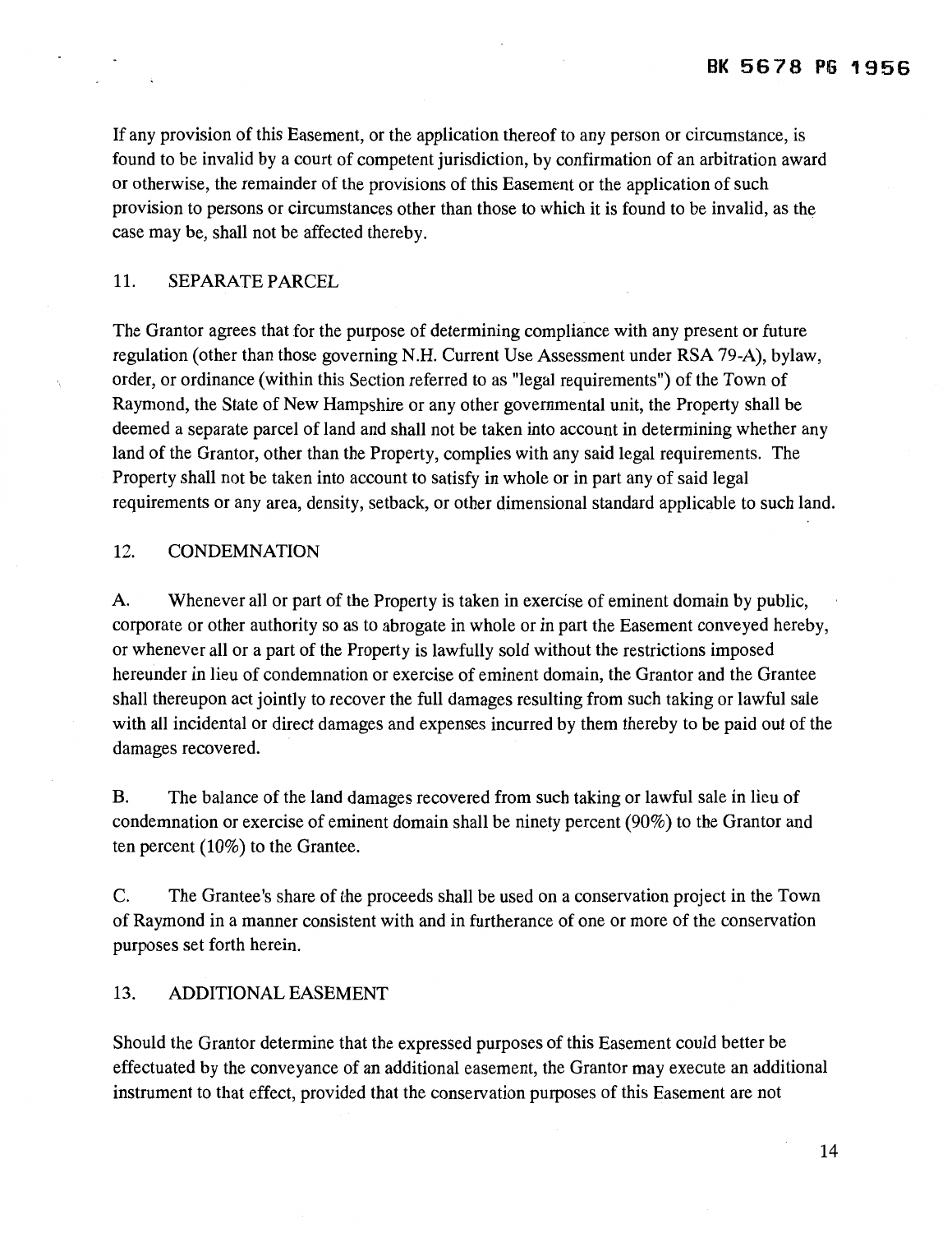If any provision of this Easement, or the application thereof to any person or circumstance, is found to be invalid by a court of competent jurisdiction, by confirmation of an arbitration award or otherwise, the remainder of the provisions of this Easement or the application of such provision to persons or circumstances other than those to which it is found to be invalid, as the case may be, shall not be affected thereby.

## 11. SEPARATE PARCEL

The Grantor agrees that for the purpose of determining compliance with any present or future regulation (other than those governing N.H. Current Use Assessment under RSA 79-A), bylaw, order, or ordinance (within this Section referred to as "legal requirements") of the Town of Raymond, the State of New Hampshire or any other governmental unit, the Property shall be deemed a separate parcel of land and shall not be taken into account in determining whether any land of the Grantor, other than the Property, complies with any said legal requirements. The Property shall not be taken into account to satisfy in whole or in part any of said legal requirements or any area, density, setback, or other dimensional standard applicable to such land.

## 12. CONDEMNATION

A. Whenever all or part of the Property is taken in exercise of eminent domain by public, corporate or other authority so as to abrogate in whole or in part the Easement conveyed hereby, or whenever all or a part of the Property is lawfully sold without the restrictions imposed hereunder in lieu of condemnation or exercise of eminent domain, the Grantor and the Grantee shall thereupon act jointly to recover the full damages resulting from such taking or lawful sale with all incidental or direct damages and expenses incurred by them thereby to be paid out of the damages recovered.

B. The balance of the land damages recovered from such taking or lawful sale in lieu of condemnation or exercise of eminent domain shall be ninety percent (90%) to the Grantor and ten percent (10%) to the Grantee.

C. The Grantee's share of the proceeds shall be used on a conservation project in the Town of Raymond in a manner consistent with and in furtherance of one or more of the conservation purposes set forth herein.

## 13. ADDITIONAL EASEMENT

Should the Grantor determine that the expressed purposes of this Easement could better be effectuated by the conveyance of an additional easement, the Grantor may execute an additional instrument to that effect, provided that the conservation purposes of this Easement are not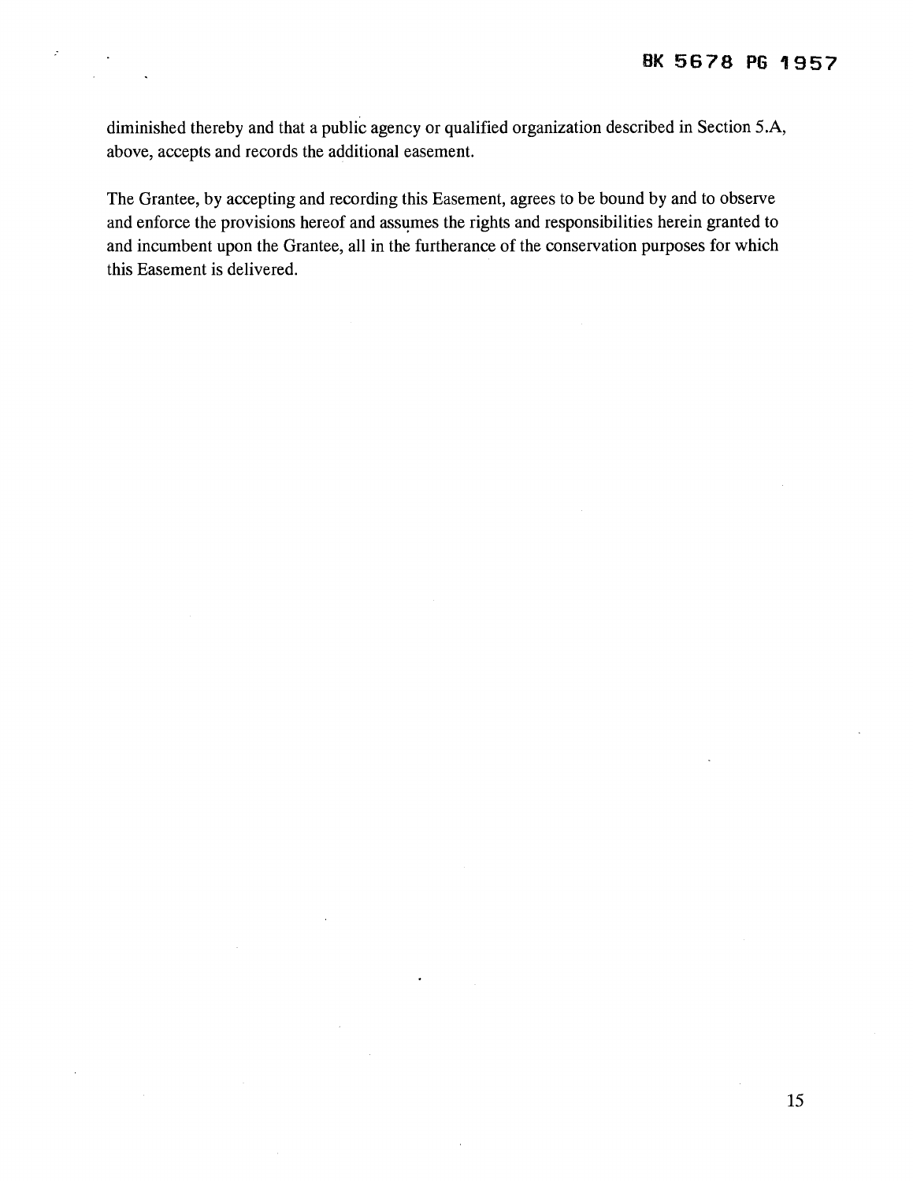diminished thereby and that a public agency or qualified organization described in Section 5.A, above, accepts and records the additional easement.

The Grantee, by accepting and recording this Easement, agrees to be bound by and to observe and enforce the provisions hereof and assumes the rights and responsibilities herein granted to and incumbent upon the Grantee, all in the furtherance of the conservation purposes for which this Easement is delivered.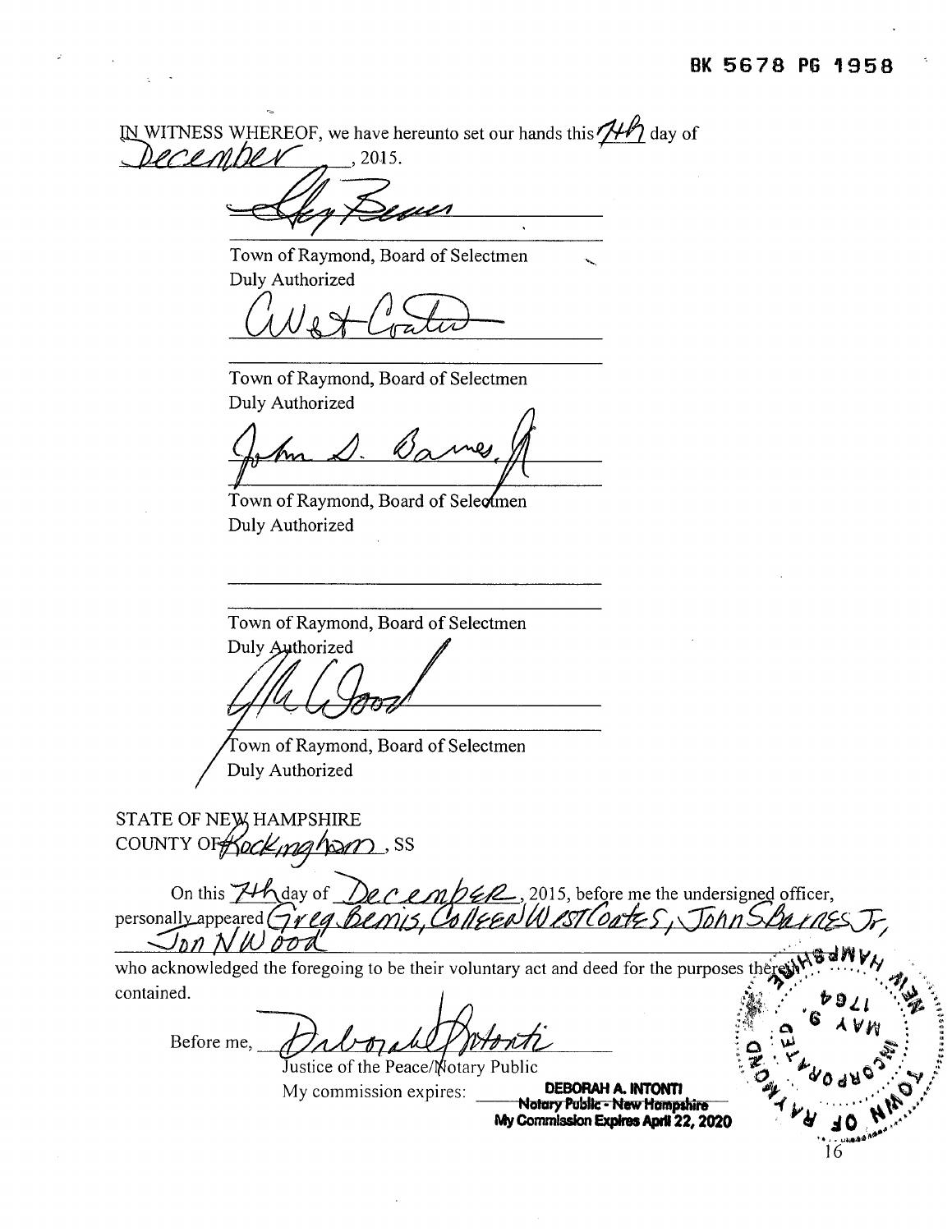BK 5678 PG 1958

IN WITNESS WHEREOF, we have hereunto set our hands this 7th day of December, 2015.

_______________________________
Town of Raymond, Board of Selectmen
Duly Authorized

_______________________________
Town of Raymond, Board of Selectmen
Duly Authorized

_______________________________
Town of Raymond, Board of Selectmen
Duly Authorized

_______________________________
Town of Raymond, Board of Selectmen
Duly Authorized

_______________________________
Town of Raymond, Board of Selectmen
Duly Authorized

STATE OF NEW HAMPSHIRE
COUNTY OF Rockingham, SS

On this 7th day of December, 2015, before me the undersigned officer, personally appeared Greg Bemis, Colleen West Coates, John S Barnes Jr, Jon N Wood

who acknowledged the foregoing to be their voluntary act and deed for the purposes therein contained.

Before me, _______________________________
Justice of the Peace/Notary Public
My commission expires: **DEBORAH A. INTONTI**
**Notary Public - New Hampshire**
**My Commission Expires April 22, 2020**

TOWN OF RAYMOND INCORPORATED MAY 9, 1764 NEW HAMPSHIRE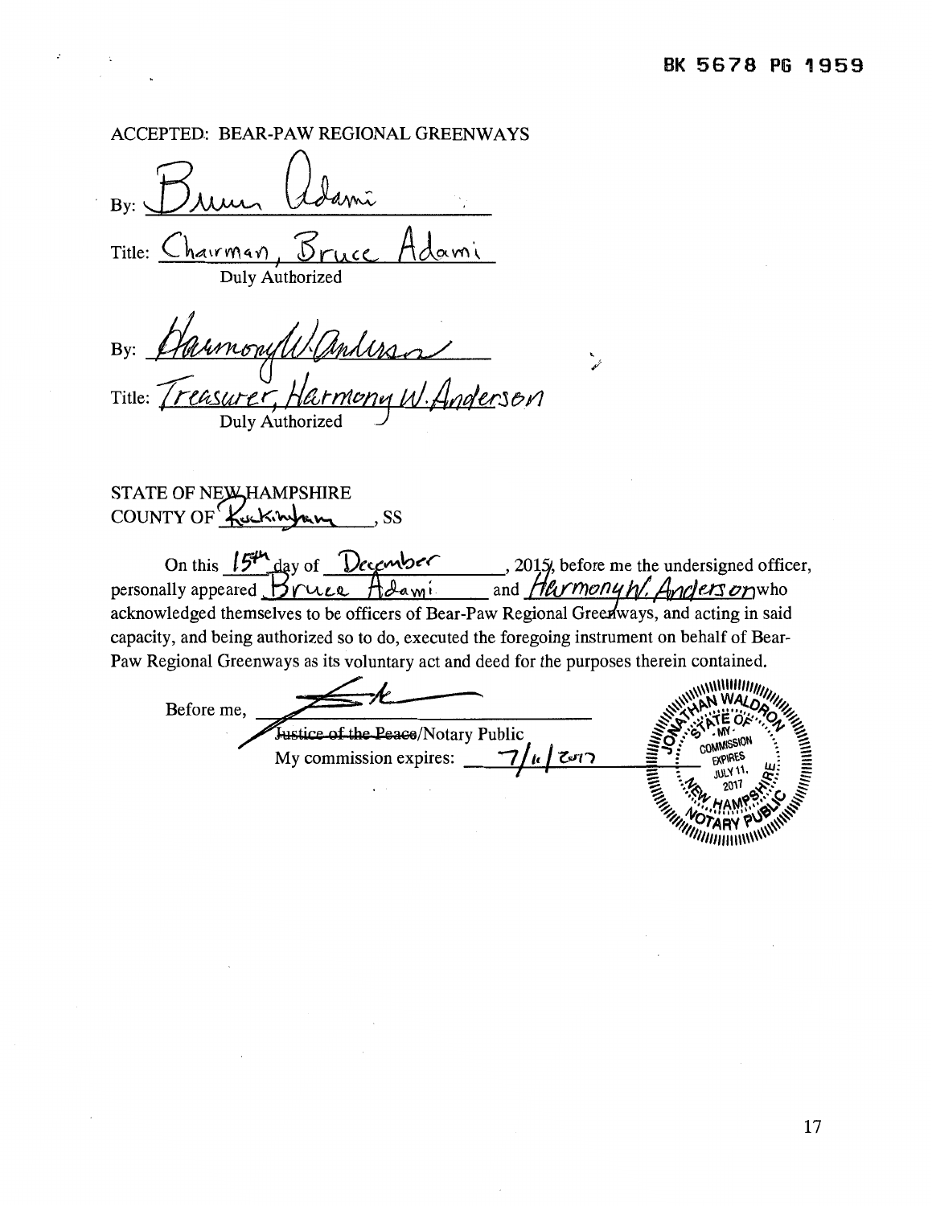BK 5678 PG 1959

ACCEPTED: BEAR-PAW REGIONAL GREENWAYS

By: Bruce Adami

Title: Chairman, Bruce Adami
Duly Authorized

By: Harmony W. Anderson

Title: Treasurer, Harmony W. Anderson
Duly Authorized

STATE OF NEW HAMPSHIRE
COUNTY OF Rockingham, SS

On this 15th day of December, 2015, before me the undersigned officer, personally appeared Bruce Adami and Harmony W. Anderson who acknowledged themselves to be officers of Bear-Paw Regional Greenways, and acting in said capacity, and being authorized so to do, executed the foregoing instrument on behalf of Bear-Paw Regional Greenways as its voluntary act and deed for the purposes therein contained.

Before me, ______________________
~~Justice of the Peace~~/Notary Public
My commission expires: 7/11/2017

JONATHAN WALDRON
STATE OF NEW HAMPSHIRE
MY COMMISSION EXPIRES JULY 11, 2017
NOTARY PUBLIC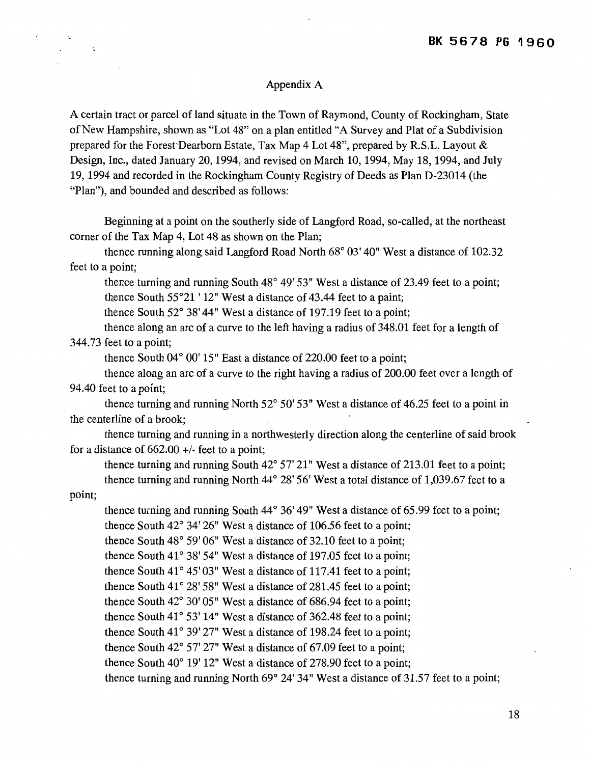## Appendix A

A certain tract or parcel of land situate in the Town of Raymond, County of Rockingham, State of New Hampshire, shown as "Lot 48" on a plan entitled "A Survey and Plat of a Subdivision prepared for the Forest Dearborn Estate, Tax Map 4 Lot 48", prepared by R.S.L. Layout & Design, Inc., dated January 20, 1994, and revised on March 10, 1994, May 18, 1994, and July 19, 1994 and recorded in the Rockingham County Registry of Deeds as Plan D-23014 (the "Plan"), and bounded and described as follows:

Beginning at a point on the southerly side of Langford Road, so-called, at the northeast corner of the Tax Map 4, Lot 48 as shown on the Plan;

thence running along said Langford Road North 68° 03' 40" West a distance of 102.32 feet to a point;

thence turning and running South 48° 49' 53" West a distance of 23.49 feet to a point;

thence South 55°21 ' 12" West a distance of 43.44 feet to a paint;

thence South 52° 38' 44" West a distance of 197.19 feet to a point;

thence along an arc of a curve to the left having a radius of 348.01 feet for a length of 344.73 feet to a point;

thence South 04° 00' 15" East a distance of 220.00 feet to a point;

thence along an arc of a curve to the right having a radius of 200.00 feet over a length of 94.40 feet to a point;

thence turning and running North 52° 50' 53" West a distance of 46.25 feet to a point in the centerline of a brook;

thence turning and running in a northwesterly direction along the centerline of said brook for a distance of 662.00 +/- feet to a point;

thence turning and running South 42° 57' 21" West a distance of 213.01 feet to a point;

thence turning and running North 44° 28' 56' West a total distance of 1,039.67 feet to a point;

thence turning and running South 44° 36' 49" West a distance of 65.99 feet to a point;

thence South 42° 34' 26" West a distance of 106.56 feet to a point;

thence South 48° 59' 06" West a distance of 32.10 feet to a point;

thence South 41° 38' 54" West a distance of 197.05 feet to a point;

thence South 41° 45' 03" West a distance of 117.41 feet to a point;

thence South 41° 28' 58" West a distance of 281.45 feet to a point;

thence South 42° 30' 05" West a distance of 686.94 feet to a point;

thence South 41° 53' 14" West a distance of 362.48 feet to a point;

thence South 41° 39' 27" West a distance of 198.24 feet to a point;

thence South 42° 57' 27" West a distance of 67.09 feet to a point;

thence South 40° 19' 12" West a distance of 278.90 feet to a point;

thence turning and running North 69° 24' 34" West a distance of 31.57 feet to a point;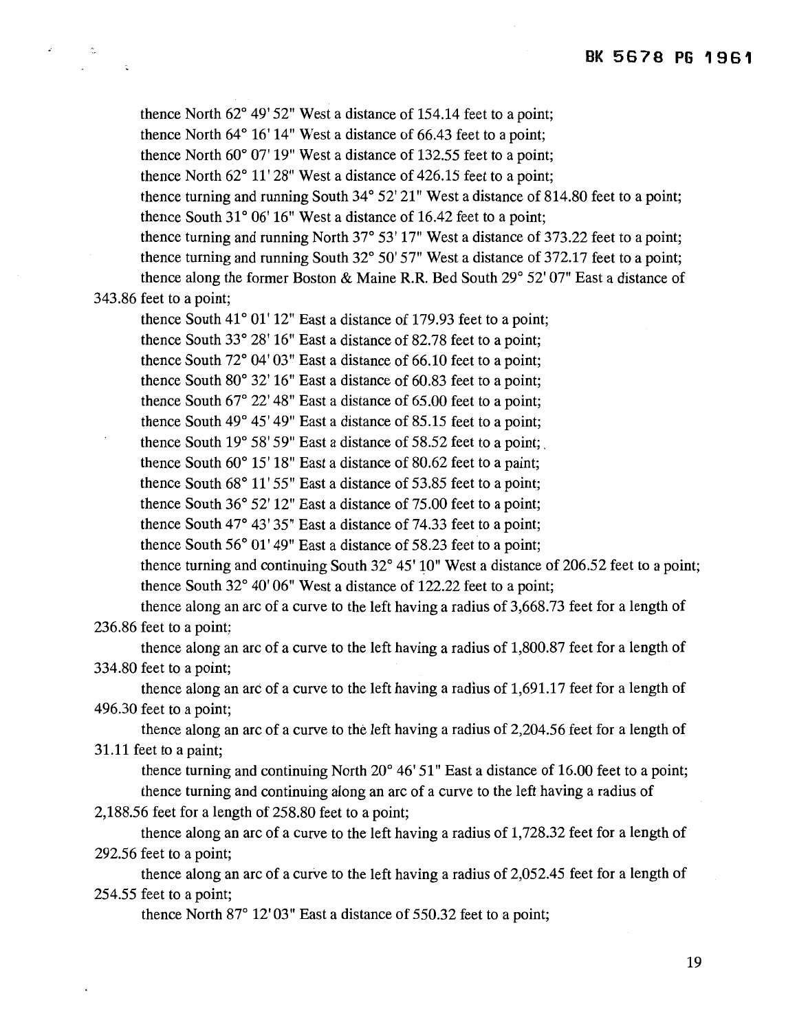thence North 62° 49' 52" West a distance of 154.14 feet to a point;

thence North 64° 16' 14" West a distance of 66.43 feet to a point;

thence North 60° 07' 19" West a distance of 132.55 feet to a point;

thence North 62° 11' 28" West a distance of 426.15 feet to a point;

thence turning and running South 34° 52' 21" West a distance of 814.80 feet to a point;

thence South 31° 06' 16" West a distance of 16.42 feet to a point;

thence turning and running North 37° 53' 17" West a distance of 373.22 feet to a point;

thence turning and running South 32° 50' 57" West a distance of 372.17 feet to a point;

thence along the former Boston & Maine R.R. Bed South 29° 52' 07" East a distance of 343.86 feet to a point;

thence South 41° 01' 12" East a distance of 179.93 feet to a point;

thence South 33° 28' 16" East a distance of 82.78 feet to a point;

thence South 72° 04' 03" East a distance of 66.10 feet to a point;

thence South 80° 32' 16" East a distance of 60.83 feet to a point;

thence South 67° 22' 48" East a distance of 65.00 feet to a point;

thence South 49° 45' 49" East a distance of 85.15 feet to a point;

thence South 19° 58' 59" East a distance of 58.52 feet to a point;

thence South 60° 15' 18" East a distance of 80.62 feet to a paint;

thence South 68° 11' 55" East a distance of 53.85 feet to a point;

thence South 36° 52' 12" East a distance of 75.00 feet to a point;

thence South 47° 43' 35" East a distance of 74.33 feet to a point;

thence South 56° 01' 49" East a distance of 58.23 feet to a point;

thence turning and continuing South 32° 45' 10" West a distance of 206.52 feet to a point;

thence South 32° 40' 06" West a distance of 122.22 feet to a point;

thence along an arc of a curve to the left having a radius of 3,668.73 feet for a length of 236.86 feet to a point;

thence along an arc of a curve to the left having a radius of 1,800.87 feet for a length of 334.80 feet to a point;

thence along an arc of a curve to the left having a radius of 1,691.17 feet for a length of 496.30 feet to a point;

thence along an arc of a curve to the left having a radius of 2,204.56 feet for a length of 31.11 feet to a paint;

thence turning and continuing North 20° 46' 51" East a distance of 16.00 feet to a point;

thence turning and continuing along an arc of a curve to the left having a radius of 2,188.56 feet for a length of 258.80 feet to a point;

thence along an arc of a curve to the left having a radius of 1,728.32 feet for a length of 292.56 feet to a point;

thence along an arc of a curve to the left having a radius of 2,052.45 feet for a length of 254.55 feet to a point;

thence North 87° 12' 03" East a distance of 550.32 feet to a point;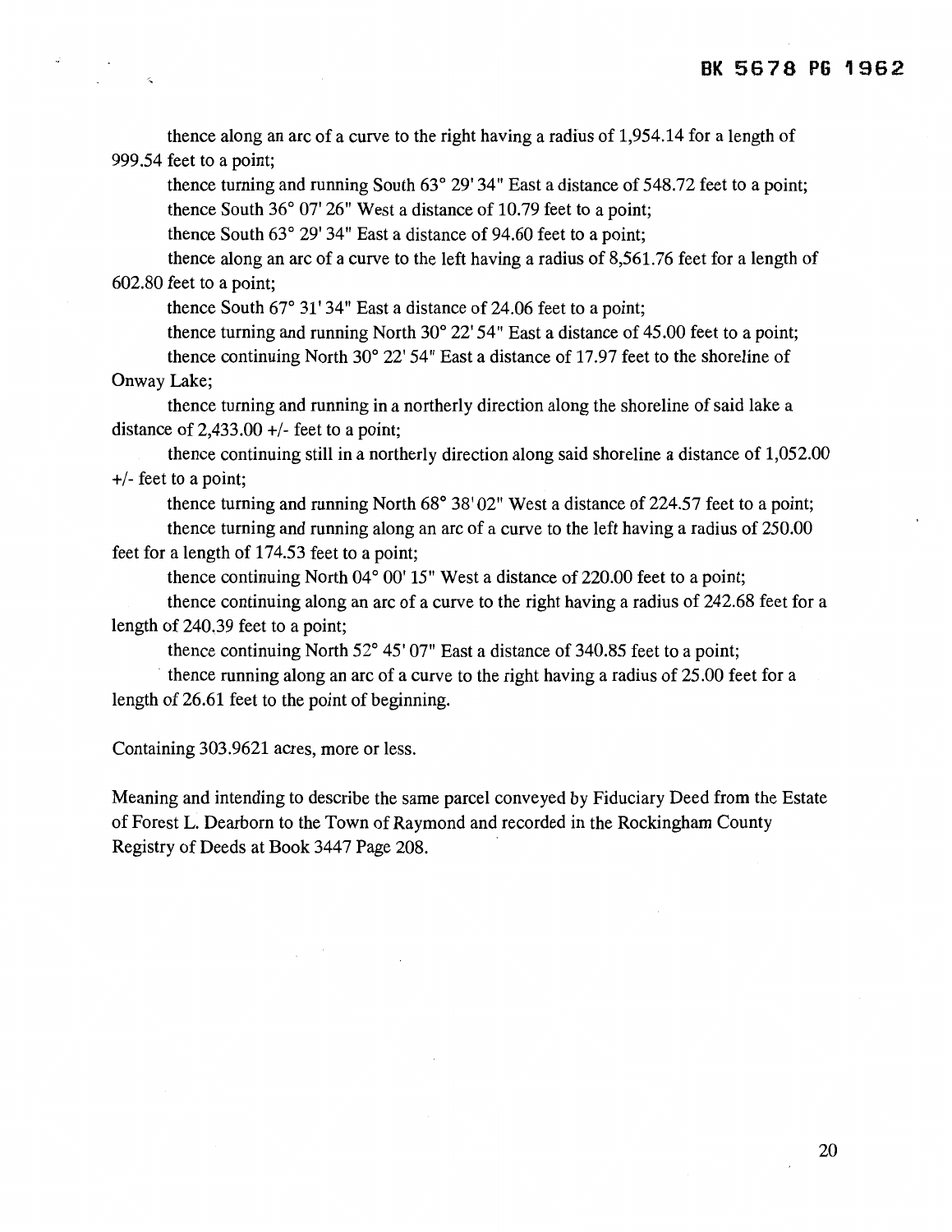thence along an arc of a curve to the right having a radius of 1,954.14 for a length of 999.54 feet to a point;

thence turning and running South 63° 29' 34" East a distance of 548.72 feet to a point;

thence South 36° 07' 26" West a distance of 10.79 feet to a point;

thence South 63° 29' 34" East a distance of 94.60 feet to a point;

thence along an arc of a curve to the left having a radius of 8,561.76 feet for a length of 602.80 feet to a point;

thence South 67° 31' 34" East a distance of 24.06 feet to a point;

thence turning and running North 30° 22' 54" East a distance of 45.00 feet to a point;

thence continuing North 30° 22' 54" East a distance of 17.97 feet to the shoreline of Onway Lake;

thence turning and running in a northerly direction along the shoreline of said lake a distance of 2,433.00 +/- feet to a point;

thence continuing still in a northerly direction along said shoreline a distance of 1,052.00 +/- feet to a point;

thence turning and running North 68° 38' 02" West a distance of 224.57 feet to a point;

thence turning and running along an arc of a curve to the left having a radius of 250.00 feet for a length of 174.53 feet to a point;

thence continuing North 04° 00' 15" West a distance of 220.00 feet to a point;

thence continuing along an arc of a curve to the right having a radius of 242.68 feet for a length of 240.39 feet to a point;

thence continuing North 52° 45' 07" East a distance of 340.85 feet to a point;

thence running along an arc of a curve to the right having a radius of 25.00 feet for a length of 26.61 feet to the point of beginning.

Containing 303.9621 acres, more or less.

Meaning and intending to describe the same parcel conveyed by Fiduciary Deed from the Estate of Forest L. Dearborn to the Town of Raymond and recorded in the Rockingham County Registry of Deeds at Book 3447 Page 208.